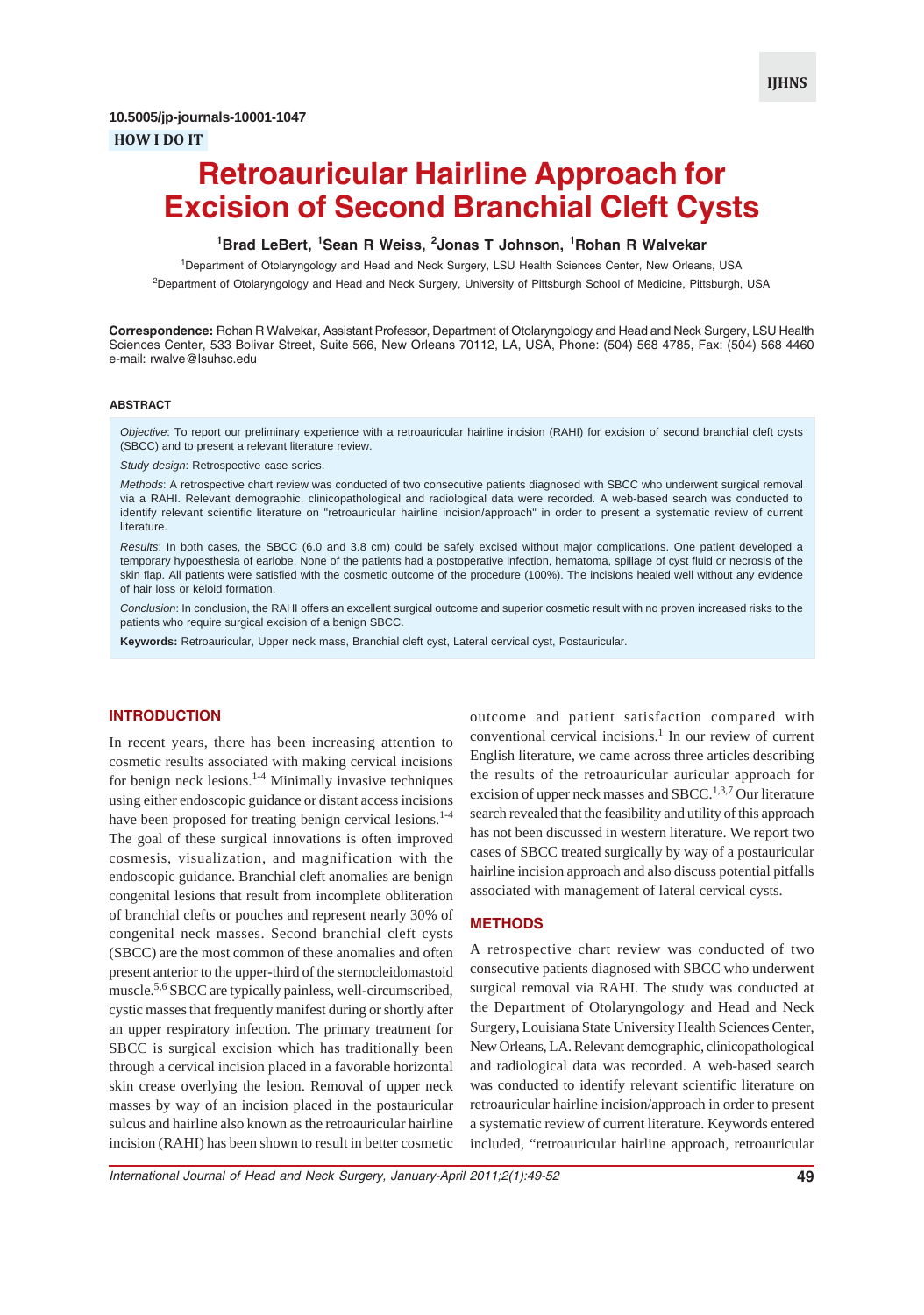10.5005/jp-journals-10001-1047

**HOW I DO IT**

# Retroauricular Hairline Approach for Excision of Second Branchial Cleft Cysts

**[1]Brad LeBert, [1]Sean R Weiss, [2]Jonas T Johnson, [1]Rohan R Walvekar**

[1]Department of Otolaryngology and Head and Neck Surgery, LSU Health Sciences Center, New Orleans, USA

[2]Department of Otolaryngology and Head and Neck Surgery, University of Pittsburgh School of Medicine, Pittsburgh, USA

**Correspondence:** Rohan R Walvekar, Assistant Professor, Department of Otolaryngology and Head and Neck Surgery, LSU Health Sciences Center, 533 Bolivar Street, Suite 566, New Orleans 70112, LA, USA, Phone: (504) 568 4785, Fax: (504) 568 4460 e-mail: rwalve@lsuhsc.edu

## ABSTRACT

*Objective*: To report our preliminary experience with a retroauricular hairline incision (RAHI) for excision of second branchial cleft cysts (SBCC) and to present a relevant literature review.

*Study design*: Retrospective case series.

*Methods*: A retrospective chart review was conducted of two consecutive patients diagnosed with SBCC who underwent surgical removal via a RAHI. Relevant demographic, clinicopathological and radiological data were recorded. A web-based search was conducted to identify relevant scientific literature on "retroauricular hairline incision/approach" in order to present a systematic review of current literature.

*Results*: In both cases, the SBCC (6.0 and 3.8 cm) could be safely excised without major complications. One patient developed a temporary hypoesthesia of earlobe. None of the patients had a postoperative infection, hematoma, spillage of cyst fluid or necrosis of the skin flap. All patients were satisfied with the cosmetic outcome of the procedure (100%). The incisions healed well without any evidence of hair loss or keloid formation.

*Conclusion*: In conclusion, the RAHI offers an excellent surgical outcome and superior cosmetic result with no proven increased risks to the patients who require surgical excision of a benign SBCC.

**Keywords:** Retroauricular, Upper neck mass, Branchial cleft cyst, Lateral cervical cyst, Postauricular.

## INTRODUCTION

In recent years, there has been increasing attention to cosmetic results associated with making cervical incisions for benign neck lesions.[1-4] Minimally invasive techniques using either endoscopic guidance or distant access incisions have been proposed for treating benign cervical lesions.[1-4] The goal of these surgical innovations is often improved cosmesis, visualization, and magnification with the endoscopic guidance. Branchial cleft anomalies are benign congenital lesions that result from incomplete obliteration of branchial clefts or pouches and represent nearly 30% of congenital neck masses. Second branchial cleft cysts (SBCC) are the most common of these anomalies and often present anterior to the upper-third of the sternocleidomastoid muscle.[5,6] SBCC are typically painless, well-circumscribed, cystic masses that frequently manifest during or shortly after an upper respiratory infection. The primary treatment for SBCC is surgical excision which has traditionally been through a cervical incision placed in a favorable horizontal skin crease overlying the lesion. Removal of upper neck masses by way of an incision placed in the postauricular sulcus and hairline also known as the retroauricular hairline incision (RAHI) has been shown to result in better cosmetic outcome and patient satisfaction compared with conventional cervical incisions.[1] In our review of current English literature, we came across three articles describing the results of the retroauricular auricular approach for excision of upper neck masses and SBCC.[1,3,7] Our literature search revealed that the feasibility and utility of this approach has not been discussed in western literature. We report two cases of SBCC treated surgically by way of a postauricular hairline incision approach and also discuss potential pitfalls associated with management of lateral cervical cysts.

## METHODS

A retrospective chart review was conducted of two consecutive patients diagnosed with SBCC who underwent surgical removal via RAHI. The study was conducted at the Department of Otolaryngology and Head and Neck Surgery, Louisiana State University Health Sciences Center, New Orleans, LA. Relevant demographic, clinicopathological and radiological data was recorded. A web-based search was conducted to identify relevant scientific literature on retroauricular hairline incision/approach in order to present a systematic review of current literature. Keywords entered included, "retroauricular hairline approach, retroauricular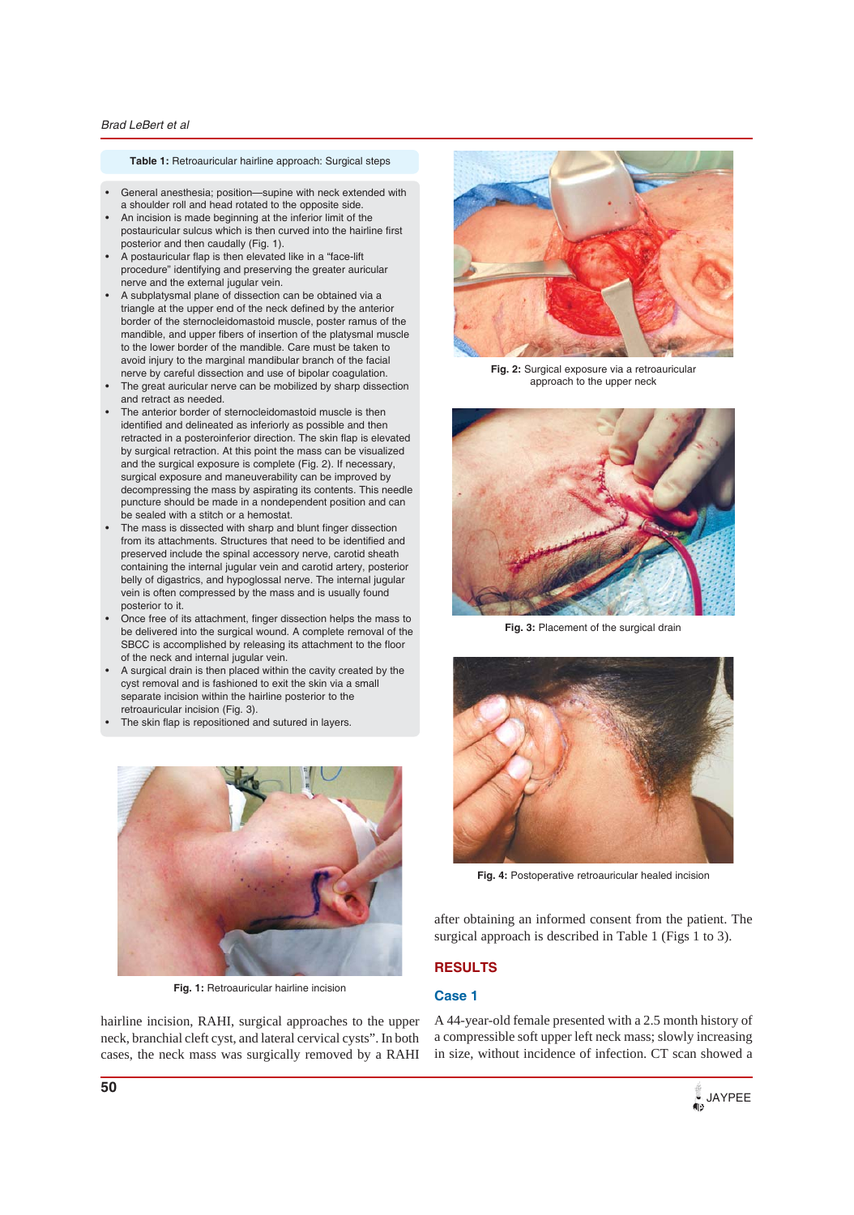**Table 1:** Retroauricular hairline approach: Surgical steps

- General anesthesia; position—supine with neck extended with a shoulder roll and head rotated to the opposite side.
- An incision is made beginning at the inferior limit of the postauricular sulcus which is then curved into the hairline first posterior and then caudally (Fig. 1).
- A postauricular flap is then elevated like in a "face-lift procedure" identifying and preserving the greater auricular nerve and the external jugular vein.
- A subplatysmal plane of dissection can be obtained via a triangle at the upper end of the neck defined by the anterior border of the sternocleidomastoid muscle, poster ramus of the mandible, and upper fibers of insertion of the platysmal muscle to the lower border of the mandible. Care must be taken to avoid injury to the marginal mandibular branch of the facial nerve by careful dissection and use of bipolar coagulation.
- The great auricular nerve can be mobilized by sharp dissection and retract as needed.
- The anterior border of sternocleidomastoid muscle is then identified and delineated as inferiorly as possible and then retracted in a posteroinferior direction. The skin flap is elevated by surgical retraction. At this point the mass can be visualized and the surgical exposure is complete (Fig. 2). If necessary, surgical exposure and maneuverability can be improved by decompressing the mass by aspirating its contents. This needle puncture should be made in a nondependent position and can be sealed with a stitch or a hemostat.
- The mass is dissected with sharp and blunt finger dissection from its attachments. Structures that need to be identified and preserved include the spinal accessory nerve, carotid sheath containing the internal jugular vein and carotid artery, posterior belly of digastrics, and hypoglossal nerve. The internal jugular vein is often compressed by the mass and is usually found posterior to it.
- Once free of its attachment, finger dissection helps the mass to be delivered into the surgical wound. A complete removal of the SBCC is accomplished by releasing its attachment to the floor of the neck and internal jugular vein.
- A surgical drain is then placed within the cavity created by the cyst removal and is fashioned to exit the skin via a small separate incision within the hairline posterior to the retroauricular incision (Fig. 3).
- The skin flap is repositioned and sutured in layers.

**Fig. 1:** Retroauricular hairline incision

hairline incision, RAHI, surgical approaches to the upper neck, branchial cleft cyst, and lateral cervical cysts". In both cases, the neck mass was surgically removed by a RAHI after obtaining an informed consent from the patient. The surgical approach is described in Table 1 (Figs 1 to 3).

**Fig. 2:** Surgical exposure via a retroauricular approach to the upper neck

**Fig. 3:** Placement of the surgical drain

**Fig. 4:** Postoperative retroauricular healed incision

## RESULTS

### Case 1

A 44-year-old female presented with a 2.5 month history of a compressible soft upper left neck mass; slowly increasing in size, without incidence of infection. CT scan showed a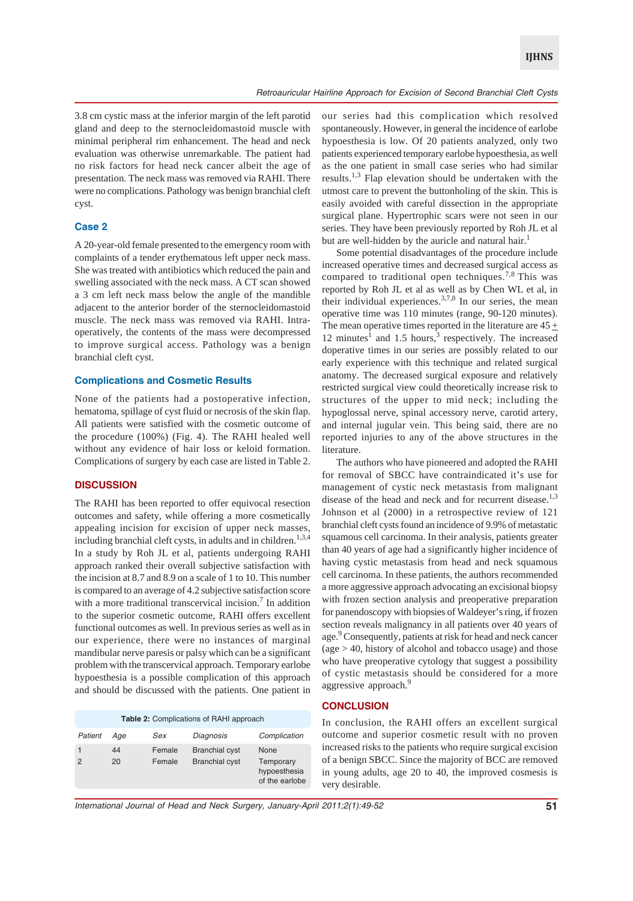3.8 cm cystic mass at the inferior margin of the left parotid gland and deep to the sternocleidomastoid muscle with minimal peripheral rim enhancement. The head and neck evaluation was otherwise unremarkable. The patient had no risk factors for head neck cancer albeit the age of presentation. The neck mass was removed via RAHI. There were no complications. Pathology was benign branchial cleft cyst.

### Case 2

A 20-year-old female presented to the emergency room with complaints of a tender erythematous left upper neck mass. She was treated with antibiotics which reduced the pain and swelling associated with the neck mass. A CT scan showed a 3 cm left neck mass below the angle of the mandible adjacent to the anterior border of the sternocleidomastoid muscle. The neck mass was removed via RAHI. Intraoperatively, the contents of the mass were decompressed to improve surgical access. Pathology was a benign branchial cleft cyst.

### Complications and Cosmetic Results

None of the patients had a postoperative infection, hematoma, spillage of cyst fluid or necrosis of the skin flap. All patients were satisfied with the cosmetic outcome of the procedure (100%) (Fig. 4). The RAHI healed well without any evidence of hair loss or keloid formation. Complications of surgery by each case are listed in Table 2.

## DISCUSSION

The RAHI has been reported to offer equivocal resection outcomes and safety, while offering a more cosmetically appealing incision for excision of upper neck masses, including branchial cleft cysts, in adults and in children.[1,3,4] In a study by Roh JL et al, patients undergoing RAHI approach ranked their overall subjective satisfaction with the incision at 8.7 and 8.9 on a scale of 1 to 10. This number is compared to an average of 4.2 subjective satisfaction score with a more traditional transcervical incision.[7] In addition to the superior cosmetic outcome, RAHI offers excellent functional outcomes as well. In previous series as well as in our experience, there were no instances of marginal mandibular nerve paresis or palsy which can be a significant problem with the transcervical approach. Temporary earlobe hypoesthesia is a possible complication of this approach and should be discussed with the patients. One patient in our series had this complication which resolved spontaneously. However, in general the incidence of earlobe hypoesthesia is low. Of 20 patients analyzed, only two patients experienced temporary earlobe hypoesthesia, as well as the one patient in small case series who had similar results.[1,3] Flap elevation should be undertaken with the utmost care to prevent the buttonholing of the skin. This is easily avoided with careful dissection in the appropriate surgical plane. Hypertrophic scars were not seen in our series. They have been previously reported by Roh JL et al but are well-hidden by the auricle and natural hair.[1]

**Table 2:** Complications of RAHI approach

| *Patient* | *Age* | *Sex* | *Diagnosis* | *Complication* |
|---|---|---|---|---|
| 1 | 44 | Female | Branchial cyst | None |
| 2 | 20 | Female | Branchial cyst | Temporary hypoesthesia of the earlobe |

Some potential disadvantages of the procedure include increased operative times and decreased surgical access as compared to traditional open techniques.[7,8] This was reported by Roh JL et al as well as by Chen WL et al, in their individual experiences.[3,7,8] In our series, the mean operative time was 110 minutes (range, 90-120 minutes). The mean operative times reported in the literature are 45 ± 12 minutes[1] and 1.5 hours,[3] respectively. The increased doperative times in our series are possibly related to our early experience with this technique and related surgical anatomy. The decreased surgical exposure and relatively restricted surgical view could theoretically increase risk to structures of the upper to mid neck; including the hypoglossal nerve, spinal accessory nerve, carotid artery, and internal jugular vein. This being said, there are no reported injuries to any of the above structures in the literature.

The authors who have pioneered and adopted the RAHI for removal of SBCC have contraindicated it's use for management of cystic neck metastasis from malignant disease of the head and neck and for recurrent disease.[1,3] Johnson et al (2000) in a retrospective review of 121 branchial cleft cysts found an incidence of 9.9% of metastatic squamous cell carcinoma. In their analysis, patients greater than 40 years of age had a significantly higher incidence of having cystic metastasis from head and neck squamous cell carcinoma. In these patients, the authors recommended a more aggressive approach advocating an excisional biopsy with frozen section analysis and preoperative preparation for panendoscopy with biopsies of Waldeyer's ring, if frozen section reveals malignancy in all patients over 40 years of age.[9] Consequently, patients at risk for head and neck cancer (age > 40, history of alcohol and tobacco usage) and those who have preoperative cytology that suggest a possibility of cystic metastasis should be considered for a more aggressive approach.[9]

## CONCLUSION

In conclusion, the RAHI offers an excellent surgical outcome and superior cosmetic result with no proven increased risks to the patients who require surgical excision of a benign SBCC. Since the majority of BCC are removed in young adults, age 20 to 40, the improved cosmesis is very desirable.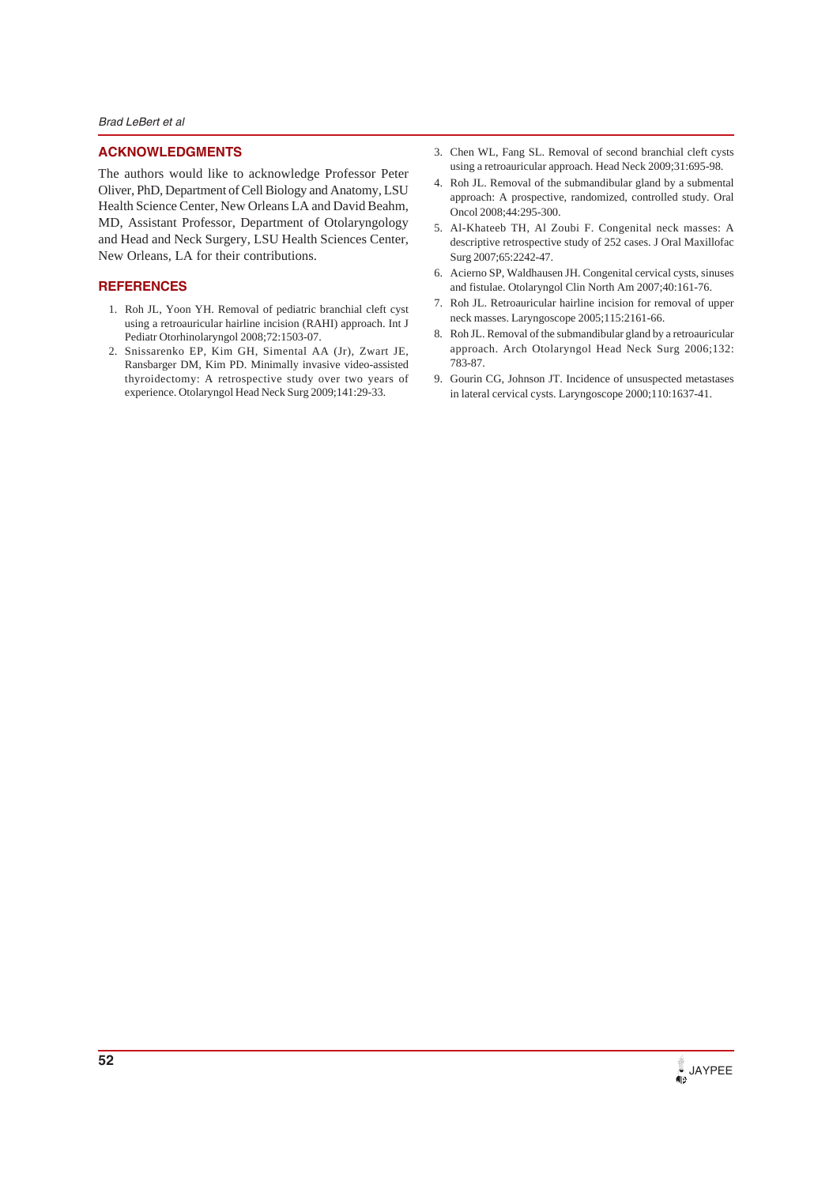## ACKNOWLEDGMENTS

The authors would like to acknowledge Professor Peter Oliver, PhD, Department of Cell Biology and Anatomy, LSU Health Science Center, New Orleans LA and David Beahm, MD, Assistant Professor, Department of Otolaryngology and Head and Neck Surgery, LSU Health Sciences Center, New Orleans, LA for their contributions.

## REFERENCES

1. Roh JL, Yoon YH. Removal of pediatric branchial cleft cyst using a retroauricular hairline incision (RAHI) approach. Int J Pediatr Otorhinolaryngol 2008;72:1503-07.
2. Snissarenko EP, Kim GH, Simental AA (Jr), Zwart JE, Ransbarger DM, Kim PD. Minimally invasive video-assisted thyroidectomy: A retrospective study over two years of experience. Otolaryngol Head Neck Surg 2009;141:29-33.
3. Chen WL, Fang SL. Removal of second branchial cleft cysts using a retroauricular approach. Head Neck 2009;31:695-98.
4. Roh JL. Removal of the submandibular gland by a submental approach: A prospective, randomized, controlled study. Oral Oncol 2008;44:295-300.
5. Al-Khateeb TH, Al Zoubi F. Congenital neck masses: A descriptive retrospective study of 252 cases. J Oral Maxillofac Surg 2007;65:2242-47.
6. Acierno SP, Waldhausen JH. Congenital cervical cysts, sinuses and fistulae. Otolaryngol Clin North Am 2007;40:161-76.
7. Roh JL. Retroauricular hairline incision for removal of upper neck masses. Laryngoscope 2005;115:2161-66.
8. Roh JL. Removal of the submandibular gland by a retroauricular approach. Arch Otolaryngol Head Neck Surg 2006;132: 783-87.
9. Gourin CG, Johnson JT. Incidence of unsuspected metastases in lateral cervical cysts. Laryngoscope 2000;110:1637-41.